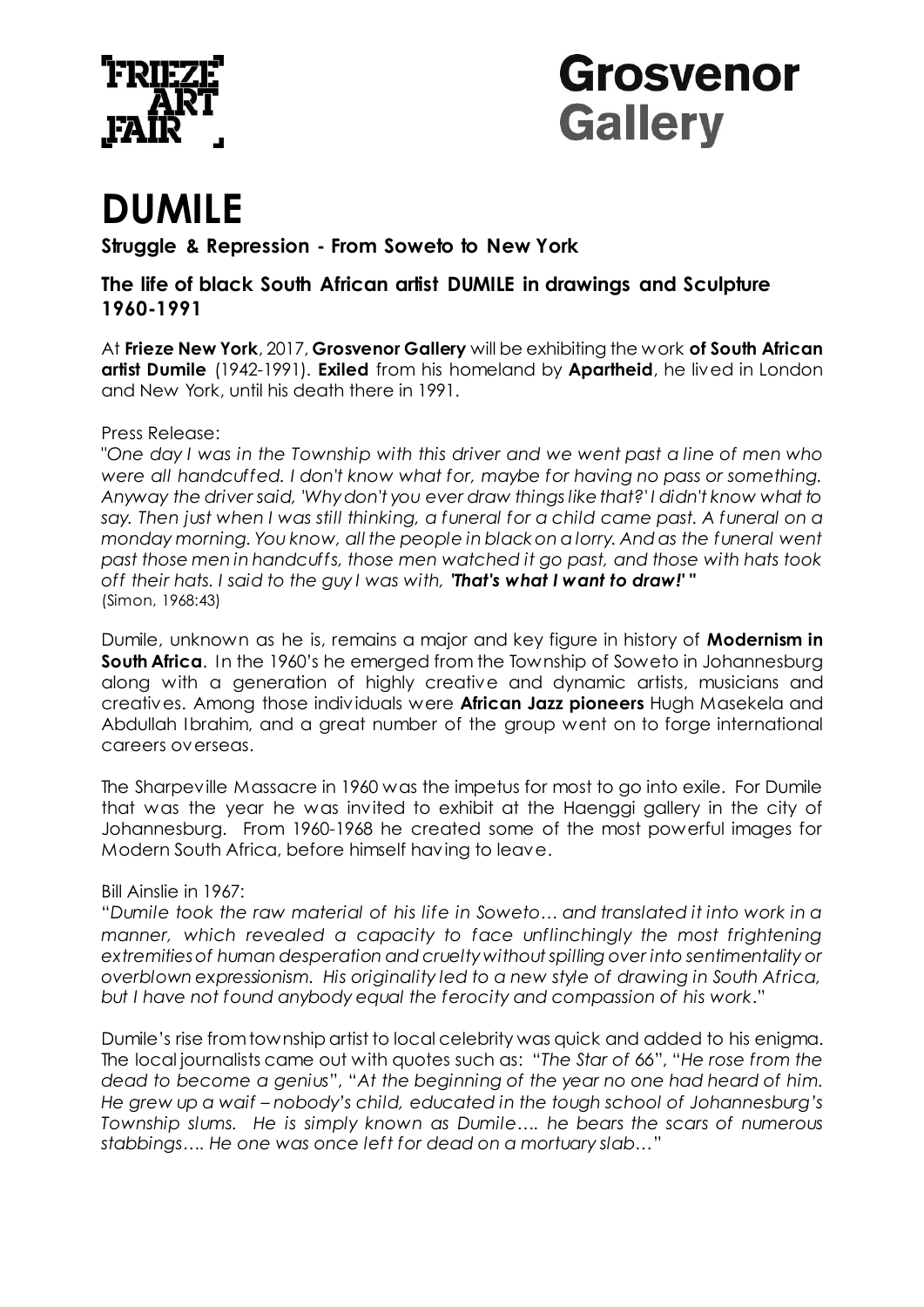# DUMILE

**Struggle & Repression - From Soweto to New York**

## The life of black South African artist DUMILE in drawings and Sculpture 1960-1991

At **Frieze New York**, 2017, **Grosvenor Gallery** will be exhibiting the work **of South African artist Dumile** (1942-1991). **Exiled** from his homeland by **Apartheid**, he lived in London and New York, until his death there in 1991.

Press Release:

"*One day I was in the Township with this driver and we went past a line of men who were all handcuffed. I don't know what for, maybe for having no pass or something. Anyway the driver said, 'Why don't you ever draw things like that?' I didn't know what to say. Then just when I was still thinking, a funeral for a child came past. A funeral on a monday morning. You know, all the people in black on a lorry. And as the funeral went past those men in handcuffs, those men watched it go past, and those with hats took off their hats. I said to the guy I was with,* ***'That's what I want to draw!'*** "
(Simon, 1968:43)

Dumile, unknown as he is, remains a major and key figure in history of **Modernism in South Africa**. In the 1960's he emerged from the Township of Soweto in Johannesburg along with a generation of highly creative and dynamic artists, musicians and creatives. Among those individuals were **African Jazz pioneers** Hugh Masekela and Abdullah Ibrahim, and a great number of the group went on to forge international careers overseas.

The Sharpeville Massacre in 1960 was the impetus for most to go into exile. For Dumile that was the year he was invited to exhibit at the Haenggi gallery in the city of Johannesburg. From 1960-1968 he created some of the most powerful images for Modern South Africa, before himself having to leave.

Bill Ainslie in 1967:

"*Dumile took the raw material of his life in Soweto… and translated it into work in a manner, which revealed a capacity to face unflinchingly the most frightening extremities of human desperation and cruelty without spilling over into sentimentality or overblown expressionism. His originality led to a new style of drawing in South Africa, but I have not found anybody equal the ferocity and compassion of his work*."

Dumile's rise from township artist to local celebrity was quick and added to his enigma. The local journalists came out with quotes such as: "*The Star of 66*", "*He rose from the dead to become a genius*", "*At the beginning of the year no one had heard of him. He grew up a waif – nobody's child, educated in the tough school of Johannesburg's Township slums. He is simply known as Dumile…. he bears the scars of numerous stabbings…. He one was once left for dead on a mortuary slab…*"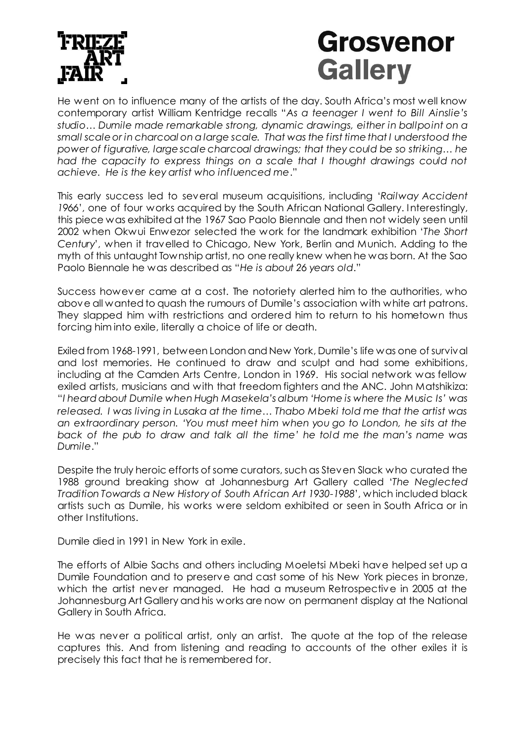He went on to influence many of the artists of the day. South Africa's most well know contemporary artist William Kentridge recalls "*As a teenager I went to Bill Ainslie's studio… Dumile made remarkable strong, dynamic drawings, either in ballpoint on a small scale or in charcoal on a large scale. That was the first time that I understood the power of figurative, large scale charcoal drawings; that they could be so striking… he had the capacity to express things on a scale that I thought drawings could not achieve. He is the key artist who influenced me*."

This early success led to several museum acquisitions, including '*Railway Accident 1966*', one of four works acquired by the South African National Gallery. Interestingly, this piece was exhibited at the 1967 Sao Paolo Biennale and then not widely seen until 2002 when Okwui Enwezor selected the work for the landmark exhibition '*The Short Century*', when it travelled to Chicago, New York, Berlin and Munich. Adding to the myth of this untaught Township artist, no one really knew when he was born. At the Sao Paolo Biennale he was described as "*He is about 26 years old*."

Success however came at a cost. The notoriety alerted him to the authorities, who above all wanted to quash the rumours of Dumile's association with white art patrons. They slapped him with restrictions and ordered him to return to his hometown thus forcing him into exile, literally a choice of life or death.

Exiled from 1968-1991, between London and New York, Dumile's life was one of survival and lost memories. He continued to draw and sculpt and had some exhibitions, including at the Camden Arts Centre, London in 1969. His social network was fellow exiled artists, musicians and with that freedom fighters and the ANC. John Matshikiza: "*I heard about Dumile when Hugh Masekela's album 'Home is where the Music Is' was released. I was living in Lusaka at the time… Thabo Mbeki told me that the artist was an extraordinary person. 'You must meet him when you go to London, he sits at the back of the pub to draw and talk all the time' he told me the man's name was Dumile*."

Despite the truly heroic efforts of some curators, such as Steven Slack who curated the 1988 ground breaking show at Johannesburg Art Gallery called '*The Neglected Tradition Towards a New History of South African Art 1930-1988*', which included black artists such as Dumile, his works were seldom exhibited or seen in South Africa or in other Institutions.

Dumile died in 1991 in New York in exile.

The efforts of Albie Sachs and others including Moeletsi Mbeki have helped set up a Dumile Foundation and to preserve and cast some of his New York pieces in bronze, which the artist never managed. He had a museum Retrospective in 2005 at the Johannesburg Art Gallery and his works are now on permanent display at the National Gallery in South Africa.

He was never a political artist, only an artist. The quote at the top of the release captures this. And from listening and reading to accounts of the other exiles it is precisely this fact that he is remembered for.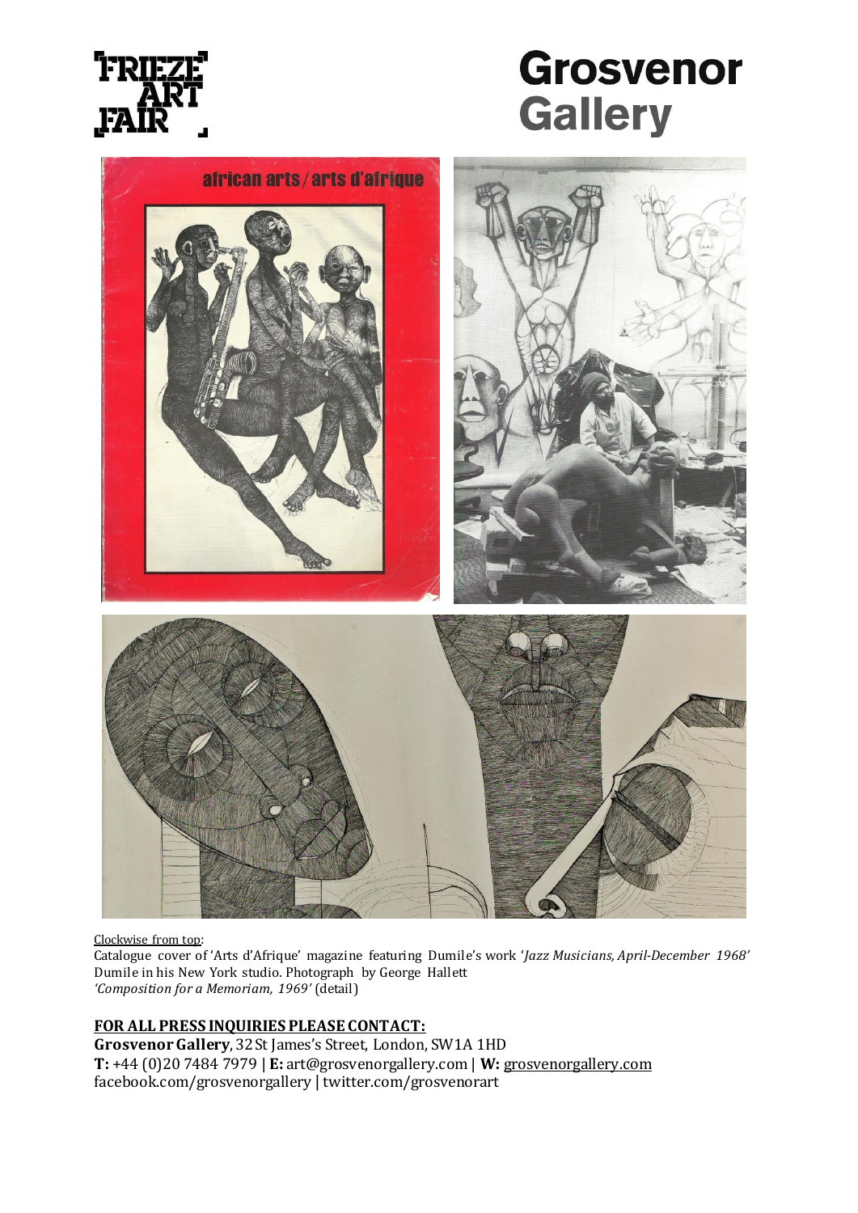Clockwise from top:

Catalogue cover of 'Arts d'Afrique' magazine featuring Dumile's work '*Jazz Musicians, April-December 1968'*
Dumile in his New York studio. Photograph by George Hallett
*'Composition for a Memoriam, 1969'* (detail)

**FOR ALL PRESS INQUIRIES PLEASE CONTACT:**

**Grosvenor Gallery**, 32 St James's Street, London, SW1A 1HD
**T:** +44 (0)20 7484 7979 | **E:** art@grosvenorgallery.com | **W:** grosvenorgallery.com
facebook.com/grosvenorgallery | twitter.com/grosvenorart